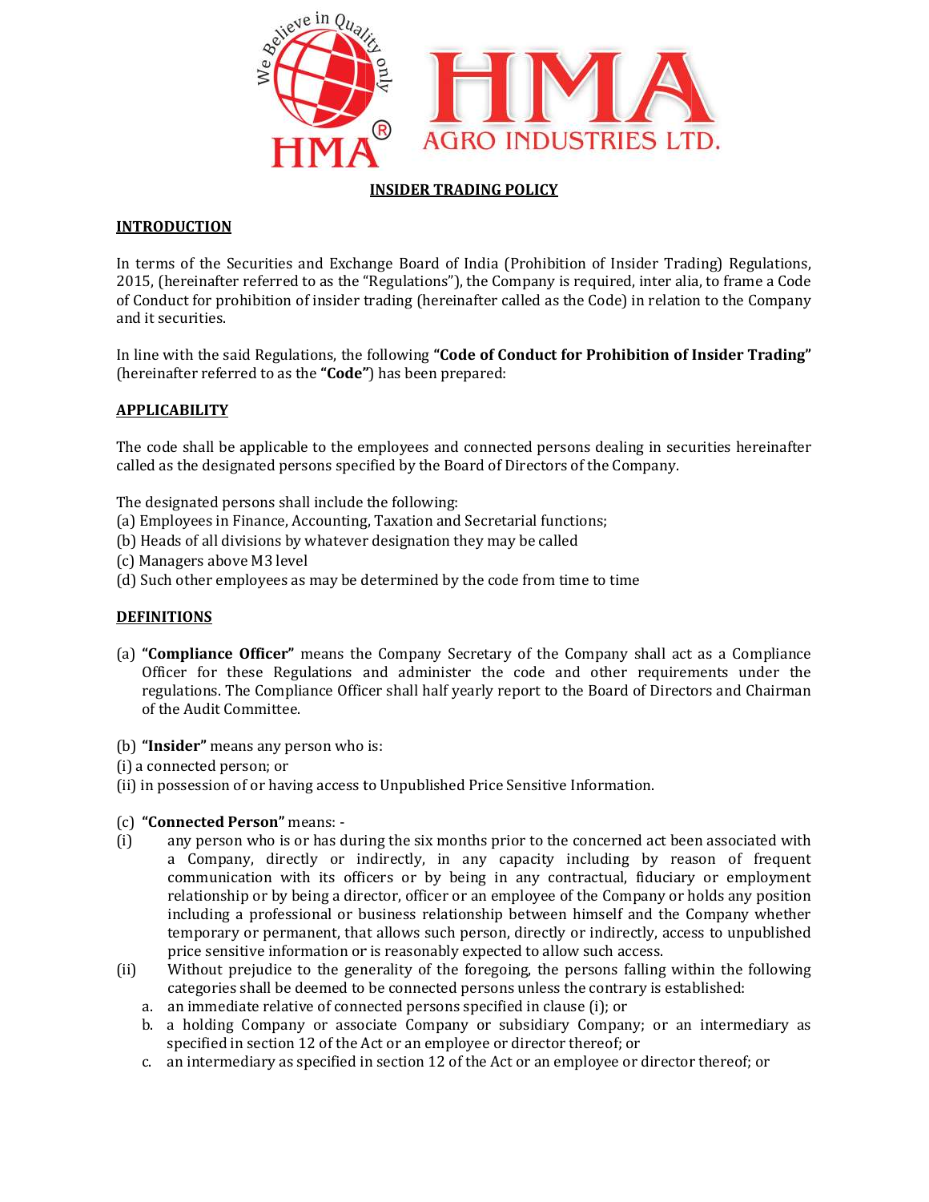# INSIDER TRADING POLICY

## INTRODUCTION

In terms of the Securities and Exchange Board of India (Prohibition of Insider Trading) Regulations, 2015, (hereinafter referred to as the "Regulations"), the Company is required, inter alia, to frame a Code of Conduct for prohibition of insider trading (hereinafter called as the Code) in relation to the Company and it securities.

In line with the said Regulations, the following **"Code of Conduct for Prohibition of Insider Trading"** (hereinafter referred to as the **"Code"**) has been prepared:

## APPLICABILITY

The code shall be applicable to the employees and connected persons dealing in securities hereinafter called as the designated persons specified by the Board of Directors of the Company.

The designated persons shall include the following:
(a) Employees in Finance, Accounting, Taxation and Secretarial functions;
(b) Heads of all divisions by whatever designation they may be called
(c) Managers above M3 level
(d) Such other employees as may be determined by the code from time to time

## DEFINITIONS

(a) **"Compliance Officer"** means the Company Secretary of the Company shall act as a Compliance Officer for these Regulations and administer the code and other requirements under the regulations. The Compliance Officer shall half yearly report to the Board of Directors and Chairman of the Audit Committee.

(b) **"Insider"** means any person who is:
(i) a connected person; or
(ii) in possession of or having access to Unpublished Price Sensitive Information.

(c) **"Connected Person"** means: -
(i) any person who is or has during the six months prior to the concerned act been associated with a Company, directly or indirectly, in any capacity including by reason of frequent communication with its officers or by being in any contractual, fiduciary or employment relationship or by being a director, officer or an employee of the Company or holds any position including a professional or business relationship between himself and the Company whether temporary or permanent, that allows such person, directly or indirectly, access to unpublished price sensitive information or is reasonably expected to allow such access.
(ii) Without prejudice to the generality of the foregoing, the persons falling within the following categories shall be deemed to be connected persons unless the contrary is established:
  a. an immediate relative of connected persons specified in clause (i); or
  b. a holding Company or associate Company or subsidiary Company; or an intermediary as specified in section 12 of the Act or an employee or director thereof; or
  c. an intermediary as specified in section 12 of the Act or an employee or director thereof; or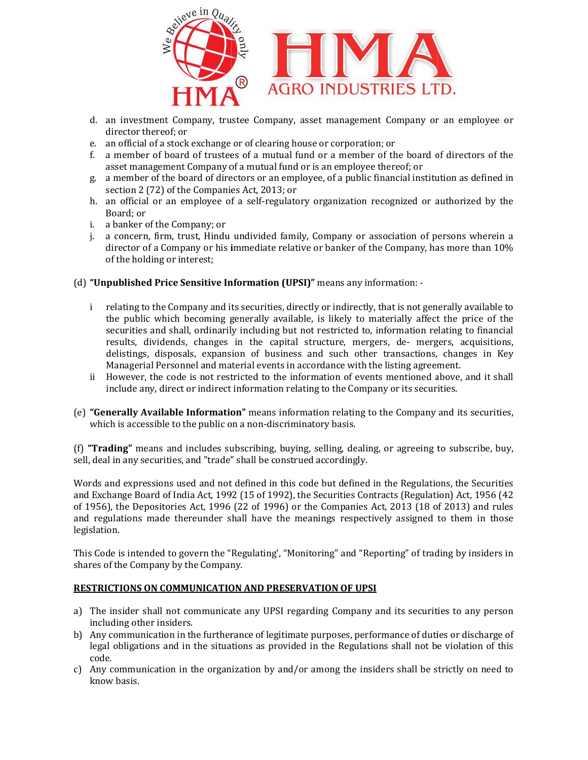d. an investment Company, trustee Company, asset management Company or an employee or director thereof; or
e. an official of a stock exchange or of clearing house or corporation; or
f. a member of board of trustees of a mutual fund or a member of the board of directors of the asset management Company of a mutual fund or is an employee thereof; or
g. a member of the board of directors or an employee, of a public financial institution as defined in section 2 (72) of the Companies Act, 2013; or
h. an official or an employee of a self-regulatory organization recognized or authorized by the Board; or
i. a banker of the Company; or
j. a concern, firm, trust, Hindu undivided family, Company or association of persons wherein a director of a Company or his immediate relative or banker of the Company, has more than 10% of the holding or interest;

(d) **"Unpublished Price Sensitive Information (UPSI)"** means any information: -

i relating to the Company and its securities, directly or indirectly, that is not generally available to the public which becoming generally available, is likely to materially affect the price of the securities and shall, ordinarily including but not restricted to, information relating to financial results, dividends, changes in the capital structure, mergers, de- mergers, acquisitions, delistings, disposals, expansion of business and such other transactions, changes in Key Managerial Personnel and material events in accordance with the listing agreement.

ii However, the code is not restricted to the information of events mentioned above, and it shall include any, direct or indirect information relating to the Company or its securities.

(e) **"Generally Available Information"** means information relating to the Company and its securities, which is accessible to the public on a non-discriminatory basis.

(f) **"Trading"** means and includes subscribing, buying, selling, dealing, or agreeing to subscribe, buy, sell, deal in any securities, and "trade" shall be construed accordingly.

Words and expressions used and not defined in this code but defined in the Regulations, the Securities and Exchange Board of India Act, 1992 (15 of 1992), the Securities Contracts (Regulation) Act, 1956 (42 of 1956), the Depositories Act, 1996 (22 of 1996) or the Companies Act, 2013 (18 of 2013) and rules and regulations made thereunder shall have the meanings respectively assigned to them in those legislation.

This Code is intended to govern the "Regulating', "Monitoring" and "Reporting" of trading by insiders in shares of the Company by the Company.

**RESTRICTIONS ON COMMUNICATION AND PRESERVATION OF UPSI**

a) The insider shall not communicate any UPSI regarding Company and its securities to any person including other insiders.
b) Any communication in the furtherance of legitimate purposes, performance of duties or discharge of legal obligations and in the situations as provided in the Regulations shall not be violation of this code.
c) Any communication in the organization by and/or among the insiders shall be strictly on need to know basis.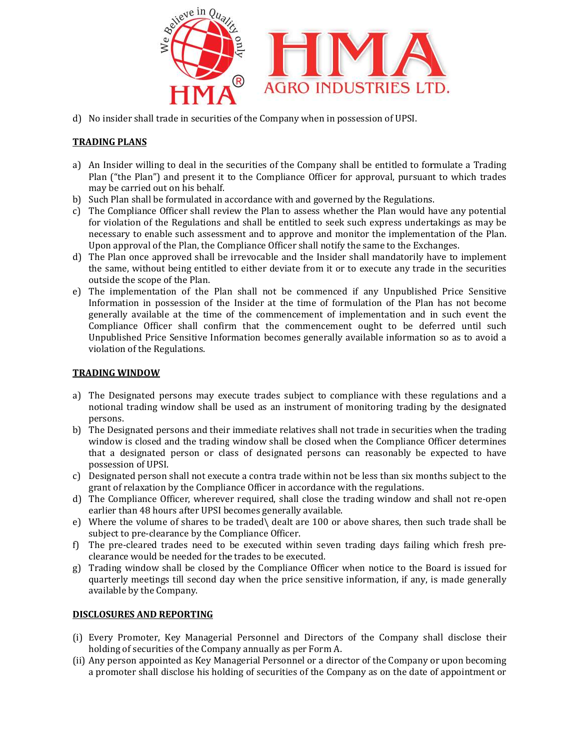d) No insider shall trade in securities of the Company when in possession of UPSI.

**TRADING PLANS**

a) An Insider willing to deal in the securities of the Company shall be entitled to formulate a Trading Plan ("the Plan") and present it to the Compliance Officer for approval, pursuant to which trades may be carried out on his behalf.
b) Such Plan shall be formulated in accordance with and governed by the Regulations.
c) The Compliance Officer shall review the Plan to assess whether the Plan would have any potential for violation of the Regulations and shall be entitled to seek such express undertakings as may be necessary to enable such assessment and to approve and monitor the implementation of the Plan. Upon approval of the Plan, the Compliance Officer shall notify the same to the Exchanges.
d) The Plan once approved shall be irrevocable and the Insider shall mandatorily have to implement the same, without being entitled to either deviate from it or to execute any trade in the securities outside the scope of the Plan.
e) The implementation of the Plan shall not be commenced if any Unpublished Price Sensitive Information in possession of the Insider at the time of formulation of the Plan has not become generally available at the time of the commencement of implementation and in such event the Compliance Officer shall confirm that the commencement ought to be deferred until such Unpublished Price Sensitive Information becomes generally available information so as to avoid a violation of the Regulations.

**TRADING WINDOW**

a) The Designated persons may execute trades subject to compliance with these regulations and a notional trading window shall be used as an instrument of monitoring trading by the designated persons.
b) The Designated persons and their immediate relatives shall not trade in securities when the trading window is closed and the trading window shall be closed when the Compliance Officer determines that a designated person or class of designated persons can reasonably be expected to have possession of UPSI.
c) Designated person shall not execute a contra trade within not be less than six months subject to the grant of relaxation by the Compliance Officer in accordance with the regulations.
d) The Compliance Officer, wherever required, shall close the trading window and shall not re-open earlier than 48 hours after UPSI becomes generally available.
e) Where the volume of shares to be traded\ dealt are 100 or above shares, then such trade shall be subject to pre-clearance by the Compliance Officer.
f) The pre-cleared trades need to be executed within seven trading days failing which fresh pre-clearance would be needed for the trades to be executed.
g) Trading window shall be closed by the Compliance Officer when notice to the Board is issued for quarterly meetings till second day when the price sensitive information, if any, is made generally available by the Company.

**DISCLOSURES AND REPORTING**

(i) Every Promoter, Key Managerial Personnel and Directors of the Company shall disclose their holding of securities of the Company annually as per Form A.
(ii) Any person appointed as Key Managerial Personnel or a director of the Company or upon becoming a promoter shall disclose his holding of securities of the Company as on the date of appointment or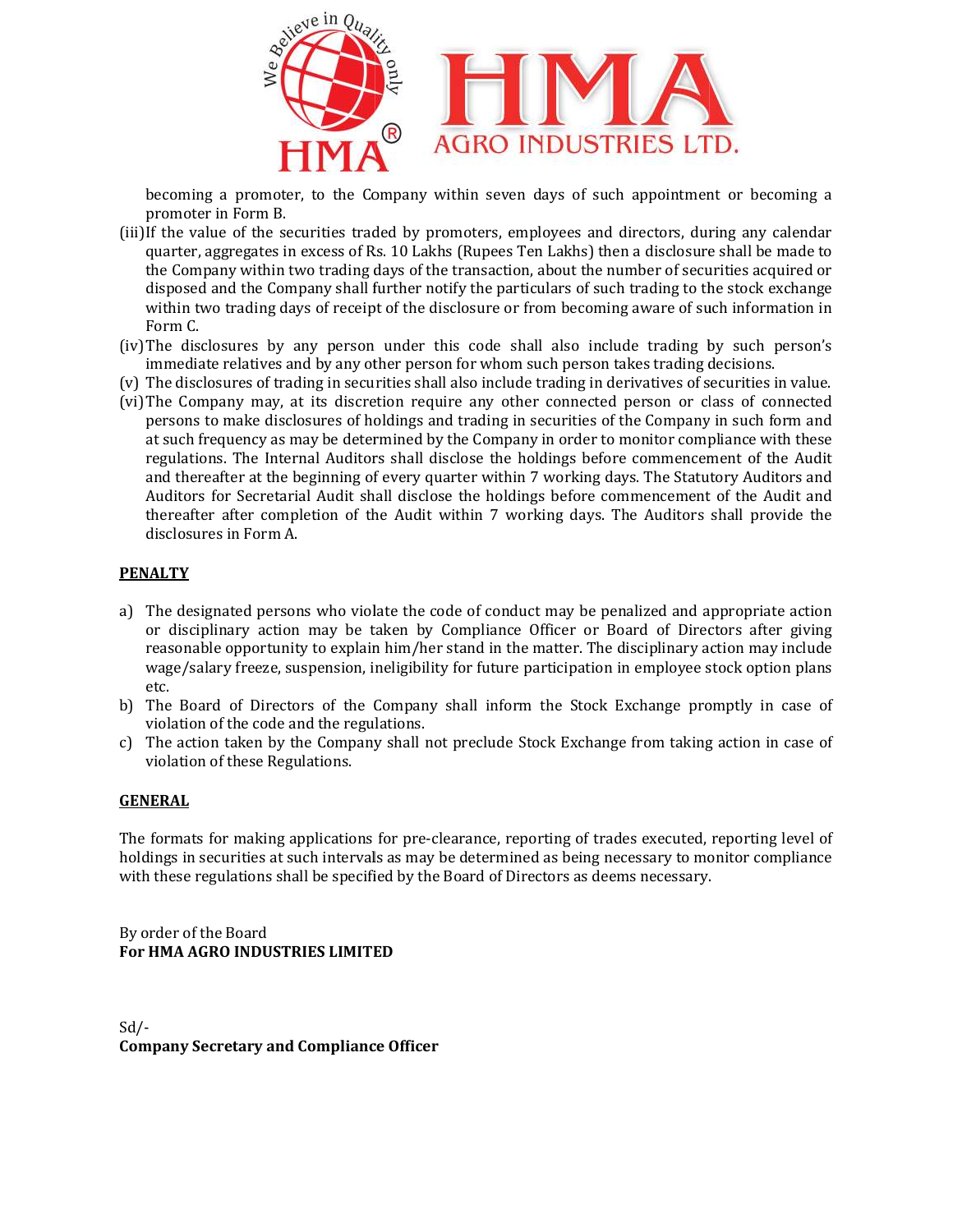becoming a promoter, to the Company within seven days of such appointment or becoming a promoter in Form B.

(iii) If the value of the securities traded by promoters, employees and directors, during any calendar quarter, aggregates in excess of Rs. 10 Lakhs (Rupees Ten Lakhs) then a disclosure shall be made to the Company within two trading days of the transaction, about the number of securities acquired or disposed and the Company shall further notify the particulars of such trading to the stock exchange within two trading days of receipt of the disclosure or from becoming aware of such information in Form C.

(iv) The disclosures by any person under this code shall also include trading by such person's immediate relatives and by any other person for whom such person takes trading decisions.

(v) The disclosures of trading in securities shall also include trading in derivatives of securities in value.

(vi) The Company may, at its discretion require any other connected person or class of connected persons to make disclosures of holdings and trading in securities of the Company in such form and at such frequency as may be determined by the Company in order to monitor compliance with these regulations. The Internal Auditors shall disclose the holdings before commencement of the Audit and thereafter at the beginning of every quarter within 7 working days. The Statutory Auditors and Auditors for Secretarial Audit shall disclose the holdings before commencement of the Audit and thereafter after completion of the Audit within 7 working days. The Auditors shall provide the disclosures in Form A.

## PENALTY

a) The designated persons who violate the code of conduct may be penalized and appropriate action or disciplinary action may be taken by Compliance Officer or Board of Directors after giving reasonable opportunity to explain him/her stand in the matter. The disciplinary action may include wage/salary freeze, suspension, ineligibility for future participation in employee stock option plans etc.

b) The Board of Directors of the Company shall inform the Stock Exchange promptly in case of violation of the code and the regulations.

c) The action taken by the Company shall not preclude Stock Exchange from taking action in case of violation of these Regulations.

## GENERAL

The formats for making applications for pre-clearance, reporting of trades executed, reporting level of holdings in securities at such intervals as may be determined as being necessary to monitor compliance with these regulations shall be specified by the Board of Directors as deems necessary.

By order of the Board
**For HMA AGRO INDUSTRIES LIMITED**

Sd/-
**Company Secretary and Compliance Officer**